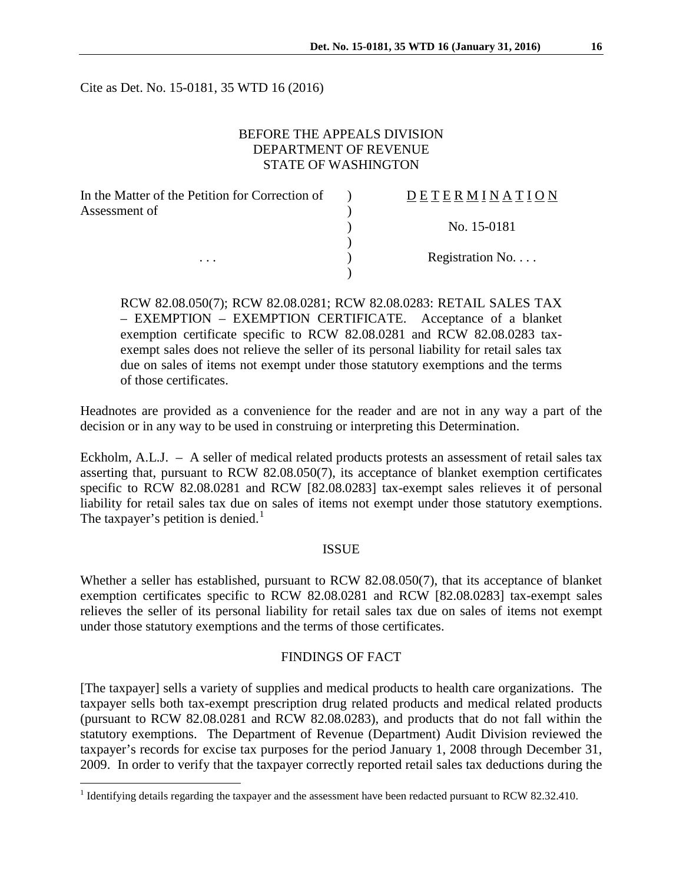Cite as Det. No. 15-0181, 35 WTD 16 (2016)

BEFORE THE APPEALS DIVISION
DEPARTMENT OF REVENUE
STATE OF WASHINGTON

| In the Matter of the Petition for Correction of Assessment of | ) | DETERMINATION |
|---|---|---|
| | ) | No. 15-0181 |
| . . . | ) | Registration No. . . . |

RCW 82.08.050(7); RCW 82.08.0281; RCW 82.08.0283: RETAIL SALES TAX – EXEMPTION – EXEMPTION CERTIFICATE. Acceptance of a blanket exemption certificate specific to RCW 82.08.0281 and RCW 82.08.0283 tax-exempt sales does not relieve the seller of its personal liability for retail sales tax due on sales of items not exempt under those statutory exemptions and the terms of those certificates.

Headnotes are provided as a convenience for the reader and are not in any way a part of the decision or in any way to be used in construing or interpreting this Determination.

Eckholm, A.L.J. – A seller of medical related products protests an assessment of retail sales tax asserting that, pursuant to RCW 82.08.050(7), its acceptance of blanket exemption certificates specific to RCW 82.08.0281 and RCW [82.08.0283] tax-exempt sales relieves it of personal liability for retail sales tax due on sales of items not exempt under those statutory exemptions. The taxpayer's petition is denied.[1]

## ISSUE

Whether a seller has established, pursuant to RCW 82.08.050(7), that its acceptance of blanket exemption certificates specific to RCW 82.08.0281 and RCW [82.08.0283] tax-exempt sales relieves the seller of its personal liability for retail sales tax due on sales of items not exempt under those statutory exemptions and the terms of those certificates.

## FINDINGS OF FACT

[The taxpayer] sells a variety of supplies and medical products to health care organizations. The taxpayer sells both tax-exempt prescription drug related products and medical related products (pursuant to RCW 82.08.0281 and RCW 82.08.0283), and products that do not fall within the statutory exemptions. The Department of Revenue (Department) Audit Division reviewed the taxpayer's records for excise tax purposes for the period January 1, 2008 through December 31, 2009. In order to verify that the taxpayer correctly reported retail sales tax deductions during the

[1] Identifying details regarding the taxpayer and the assessment have been redacted pursuant to RCW 82.32.410.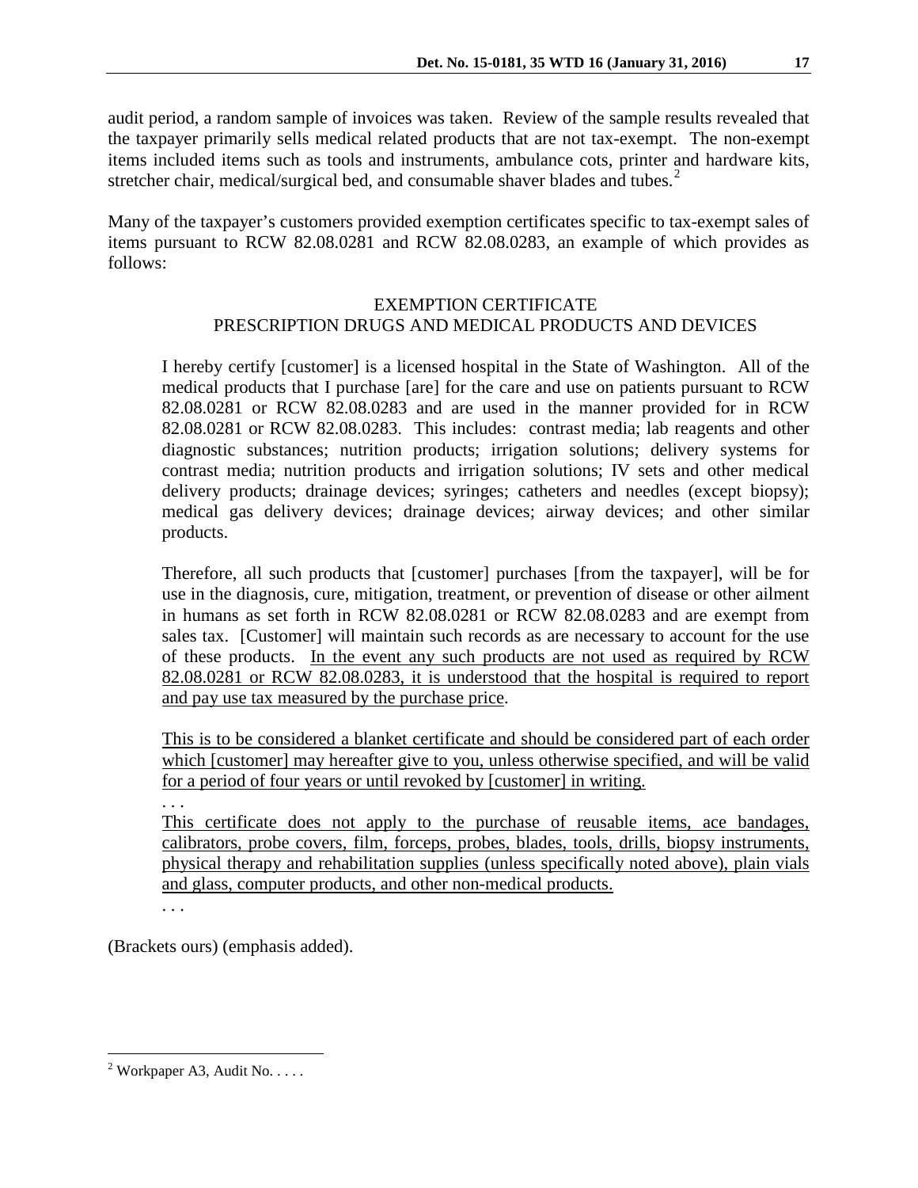audit period, a random sample of invoices was taken. Review of the sample results revealed that the taxpayer primarily sells medical related products that are not tax-exempt. The non-exempt items included items such as tools and instruments, ambulance cots, printer and hardware kits, stretcher chair, medical/surgical bed, and consumable shaver blades and tubes.[2]

Many of the taxpayer's customers provided exemption certificates specific to tax-exempt sales of items pursuant to RCW 82.08.0281 and RCW 82.08.0283, an example of which provides as follows:

> EXEMPTION CERTIFICATE
> PRESCRIPTION DRUGS AND MEDICAL PRODUCTS AND DEVICES
>
> I hereby certify [customer] is a licensed hospital in the State of Washington. All of the medical products that I purchase [are] for the care and use on patients pursuant to RCW 82.08.0281 or RCW 82.08.0283 and are used in the manner provided for in RCW 82.08.0281 or RCW 82.08.0283. This includes: contrast media; lab reagents and other diagnostic substances; nutrition products; irrigation solutions; delivery systems for contrast media; nutrition products and irrigation solutions; IV sets and other medical delivery products; drainage devices; syringes; catheters and needles (except biopsy); medical gas delivery devices; drainage devices; airway devices; and other similar products.
>
> Therefore, all such products that [customer] purchases [from the taxpayer], will be for use in the diagnosis, cure, mitigation, treatment, or prevention of disease or other ailment in humans as set forth in RCW 82.08.0281 or RCW 82.08.0283 and are exempt from sales tax. [Customer] will maintain such records as are necessary to account for the use of these products. <u>In the event any such products are not used as required by RCW 82.08.0281 or RCW 82.08.0283, it is understood that the hospital is required to report and pay use tax measured by the purchase price</u>.
>
> <u>This is to be considered a blanket certificate and should be considered part of each order which [customer] may hereafter give to you, unless otherwise specified, and will be valid for a period of four years or until revoked by [customer] in writing.</u>
>
> . . .
>
> <u>This certificate does not apply to the purchase of reusable items, ace bandages, calibrators, probe covers, film, forceps, probes, blades, tools, drills, biopsy instruments, physical therapy and rehabilitation supplies (unless specifically noted above), plain vials and glass, computer products, and other non-medical products.</u>
>
> . . .

(Brackets ours) (emphasis added).

---

[2] Workpaper A3, Audit No. . . . .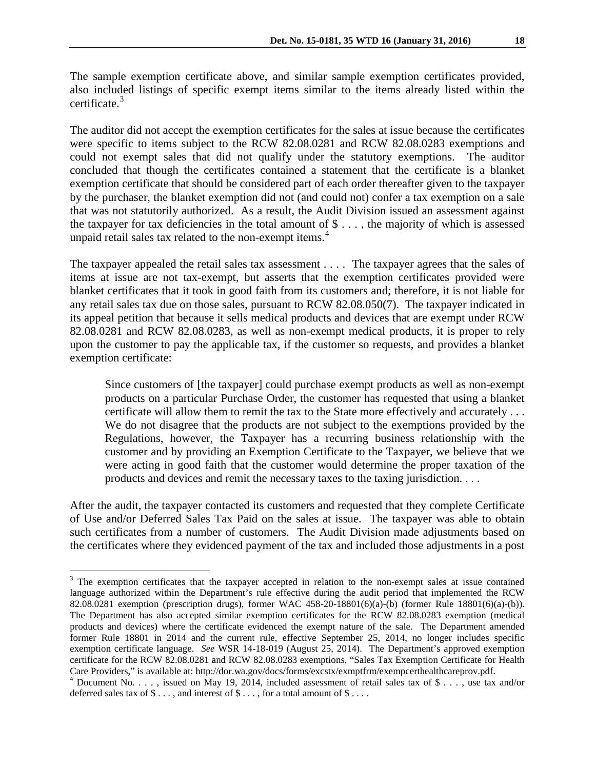The sample exemption certificate above, and similar sample exemption certificates provided, also included listings of specific exempt items similar to the items already listed within the certificate.[3]

The auditor did not accept the exemption certificates for the sales at issue because the certificates were specific to items subject to the RCW 82.08.0281 and RCW 82.08.0283 exemptions and could not exempt sales that did not qualify under the statutory exemptions. The auditor concluded that though the certificates contained a statement that the certificate is a blanket exemption certificate that should be considered part of each order thereafter given to the taxpayer by the purchaser, the blanket exemption did not (and could not) confer a tax exemption on a sale that was not statutorily authorized. As a result, the Audit Division issued an assessment against the taxpayer for tax deficiencies in the total amount of $ . . . , the majority of which is assessed unpaid retail sales tax related to the non-exempt items.[4]

The taxpayer appealed the retail sales tax assessment . . . . The taxpayer agrees that the sales of items at issue are not tax-exempt, but asserts that the exemption certificates provided were blanket certificates that it took in good faith from its customers and; therefore, it is not liable for any retail sales tax due on those sales, pursuant to RCW 82.08.050(7). The taxpayer indicated in its appeal petition that because it sells medical products and devices that are exempt under RCW 82.08.0281 and RCW 82.08.0283, as well as non-exempt medical products, it is proper to rely upon the customer to pay the applicable tax, if the customer so requests, and provides a blanket exemption certificate:

> Since customers of [the taxpayer] could purchase exempt products as well as non-exempt products on a particular Purchase Order, the customer has requested that using a blanket certificate will allow them to remit the tax to the State more effectively and accurately . . . We do not disagree that the products are not subject to the exemptions provided by the Regulations, however, the Taxpayer has a recurring business relationship with the customer and by providing an Exemption Certificate to the Taxpayer, we believe that we were acting in good faith that the customer would determine the proper taxation of the products and devices and remit the necessary taxes to the taxing jurisdiction. . . .

After the audit, the taxpayer contacted its customers and requested that they complete Certificate of Use and/or Deferred Sales Tax Paid on the sales at issue. The taxpayer was able to obtain such certificates from a number of customers. The Audit Division made adjustments based on the certificates where they evidenced payment of the tax and included those adjustments in a post

---

[3] The exemption certificates that the taxpayer accepted in relation to the non-exempt sales at issue contained language authorized within the Department's rule effective during the audit period that implemented the RCW 82.08.0281 exemption (prescription drugs), former WAC 458-20-18801(6)(a)-(b) (former Rule 18801(6)(a)-(b)). The Department has also accepted similar exemption certificates for the RCW 82.08.0283 exemption (medical products and devices) where the certificate evidenced the exempt nature of the sale. The Department amended former Rule 18801 in 2014 and the current rule, effective September 25, 2014, no longer includes specific exemption certificate language. *See* WSR 14-18-019 (August 25, 2014). The Department's approved exemption certificate for the RCW 82.08.0281 and RCW 82.08.0283 exemptions, "Sales Tax Exemption Certificate for Health Care Providers," is available at: http://dor.wa.gov/docs/forms/excstx/exmptfrm/exempcerthealthcareprov.pdf.

[4] Document No. . . . , issued on May 19, 2014, included assessment of retail sales tax of $ . . . , use tax and/or deferred sales tax of $ . . . , and interest of $ . . . , for a total amount of $ . . . .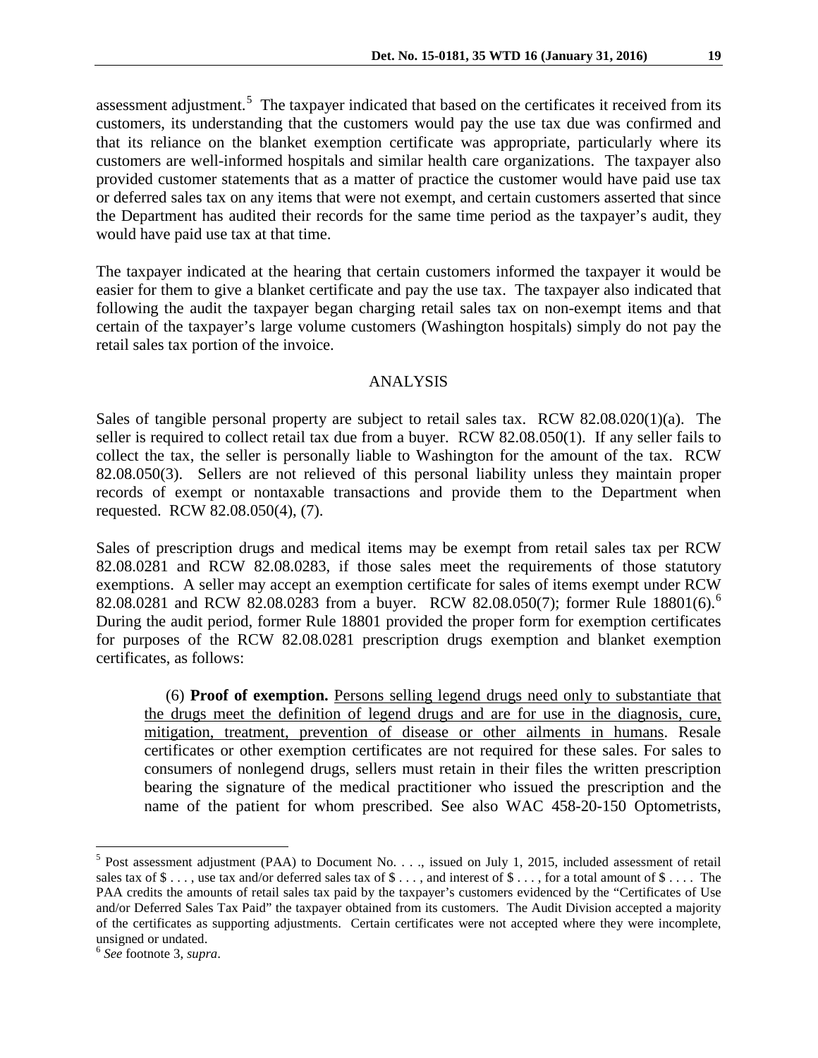assessment adjustment.[5] The taxpayer indicated that based on the certificates it received from its customers, its understanding that the customers would pay the use tax due was confirmed and that its reliance on the blanket exemption certificate was appropriate, particularly where its customers are well-informed hospitals and similar health care organizations. The taxpayer also provided customer statements that as a matter of practice the customer would have paid use tax or deferred sales tax on any items that were not exempt, and certain customers asserted that since the Department has audited their records for the same time period as the taxpayer's audit, they would have paid use tax at that time.

The taxpayer indicated at the hearing that certain customers informed the taxpayer it would be easier for them to give a blanket certificate and pay the use tax. The taxpayer also indicated that following the audit the taxpayer began charging retail sales tax on non-exempt items and that certain of the taxpayer's large volume customers (Washington hospitals) simply do not pay the retail sales tax portion of the invoice.

## ANALYSIS

Sales of tangible personal property are subject to retail sales tax. RCW 82.08.020(1)(a). The seller is required to collect retail tax due from a buyer. RCW 82.08.050(1). If any seller fails to collect the tax, the seller is personally liable to Washington for the amount of the tax. RCW 82.08.050(3). Sellers are not relieved of this personal liability unless they maintain proper records of exempt or nontaxable transactions and provide them to the Department when requested. RCW 82.08.050(4), (7).

Sales of prescription drugs and medical items may be exempt from retail sales tax per RCW 82.08.0281 and RCW 82.08.0283, if those sales meet the requirements of those statutory exemptions. A seller may accept an exemption certificate for sales of items exempt under RCW 82.08.0281 and RCW 82.08.0283 from a buyer. RCW 82.08.050(7); former Rule 18801(6).[6] During the audit period, former Rule 18801 provided the proper form for exemption certificates for purposes of the RCW 82.08.0281 prescription drugs exemption and blanket exemption certificates, as follows:

> (6) **Proof of exemption.** Persons selling legend drugs need only to substantiate that the drugs meet the definition of legend drugs and are for use in the diagnosis, cure, mitigation, treatment, prevention of disease or other ailments in humans. Resale certificates or other exemption certificates are not required for these sales. For sales to consumers of nonlegend drugs, sellers must retain in their files the written prescription bearing the signature of the medical practitioner who issued the prescription and the name of the patient for whom prescribed. See also WAC 458-20-150 Optometrists,

---

[5] Post assessment adjustment (PAA) to Document No. . . ., issued on July 1, 2015, included assessment of retail sales tax of $ . . . , use tax and/or deferred sales tax of $ . . . , and interest of $ . . . , for a total amount of $ . . . . The PAA credits the amounts of retail sales tax paid by the taxpayer's customers evidenced by the "Certificates of Use and/or Deferred Sales Tax Paid" the taxpayer obtained from its customers. The Audit Division accepted a majority of the certificates as supporting adjustments. Certain certificates were not accepted where they were incomplete, unsigned or undated.

[6] *See* footnote 3, *supra*.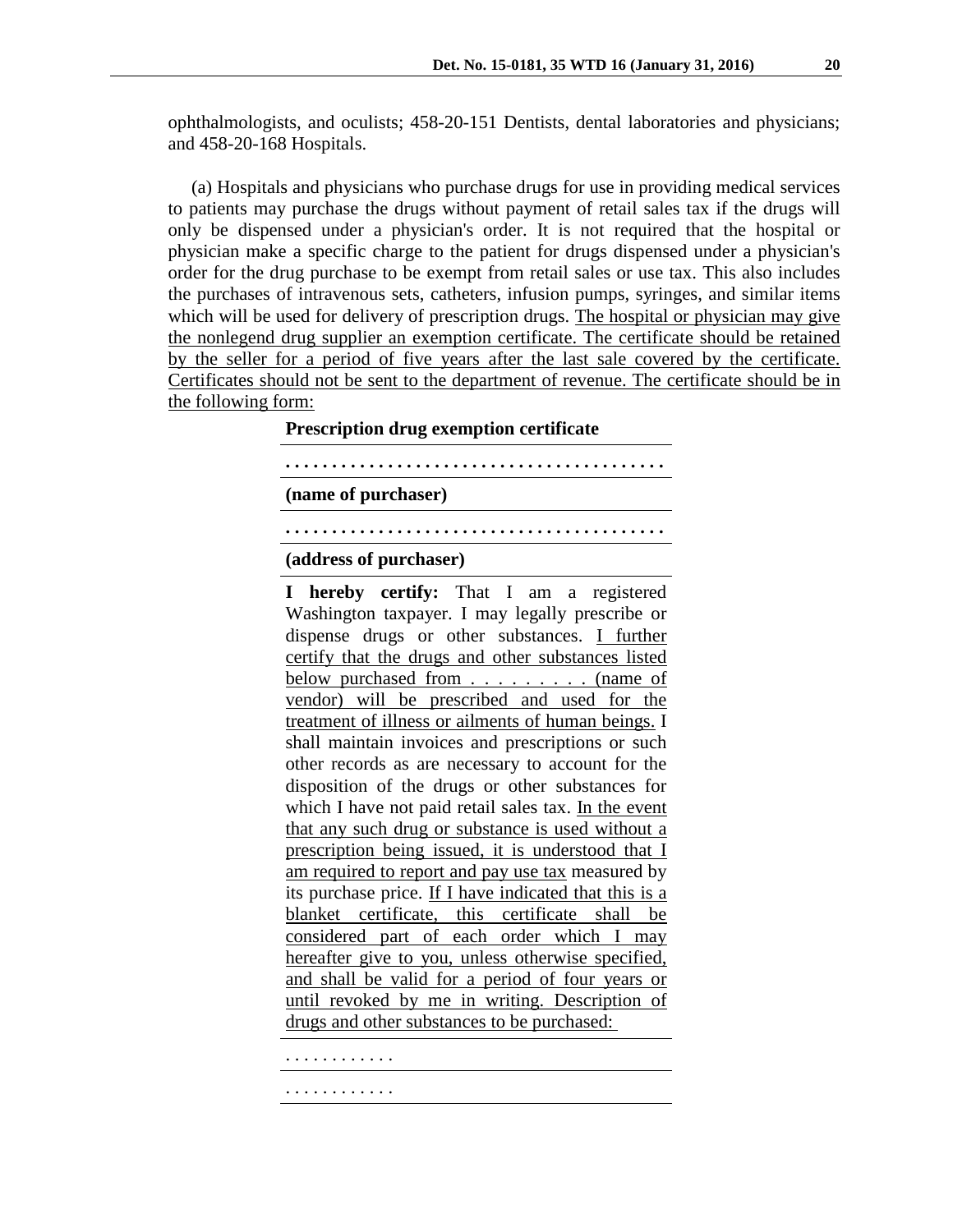ophthalmologists, and oculists; 458-20-151 Dentists, dental laboratories and physicians; and 458-20-168 Hospitals.

(a) Hospitals and physicians who purchase drugs for use in providing medical services to patients may purchase the drugs without payment of retail sales tax if the drugs will only be dispensed under a physician's order. It is not required that the hospital or physician make a specific charge to the patient for drugs dispensed under a physician's order for the drug purchase to be exempt from retail sales or use tax. This also includes the purchases of intravenous sets, catheters, infusion pumps, syringes, and similar items which will be used for delivery of prescription drugs. <u>The hospital or physician may give the nonlegend drug supplier an exemption certificate. The certificate should be retained by the seller for a period of five years after the last sale covered by the certificate. Certificates should not be sent to the department of revenue. The certificate should be in the following form:</u>

| **Prescription drug exemption certificate** |
|---|
| **. . . . . . . . . . . . . . . . . . . . . . . . . . . . . . . . . . . . . . . .** |
| **(name of purchaser)** |
| **. . . . . . . . . . . . . . . . . . . . . . . . . . . . . . . . . . . . . . . .** |
| **(address of purchaser)** |
| **I hereby certify:** That I am a registered Washington taxpayer. I may legally prescribe or dispense drugs or other substances. <u>I further certify that the drugs and other substances listed below purchased from . . . . . . . . . (name of vendor) will be prescribed and used for the treatment of illness or ailments of human beings.</u> I shall maintain invoices and prescriptions or such other records as are necessary to account for the disposition of the drugs or other substances for which I have not paid retail sales tax. <u>In the event that any such drug or substance is used without a prescription being issued, it is understood that I am required to report and pay use tax</u> measured by its purchase price. <u>If I have indicated that this is a blanket certificate, this certificate shall be considered part of each order which I may hereafter give to you, unless otherwise specified, and shall be valid for a period of four years or until revoked by me in writing. Description of drugs and other substances to be purchased:</u> |
| . . . . . . . . . . . . |
| . . . . . . . . . . . . |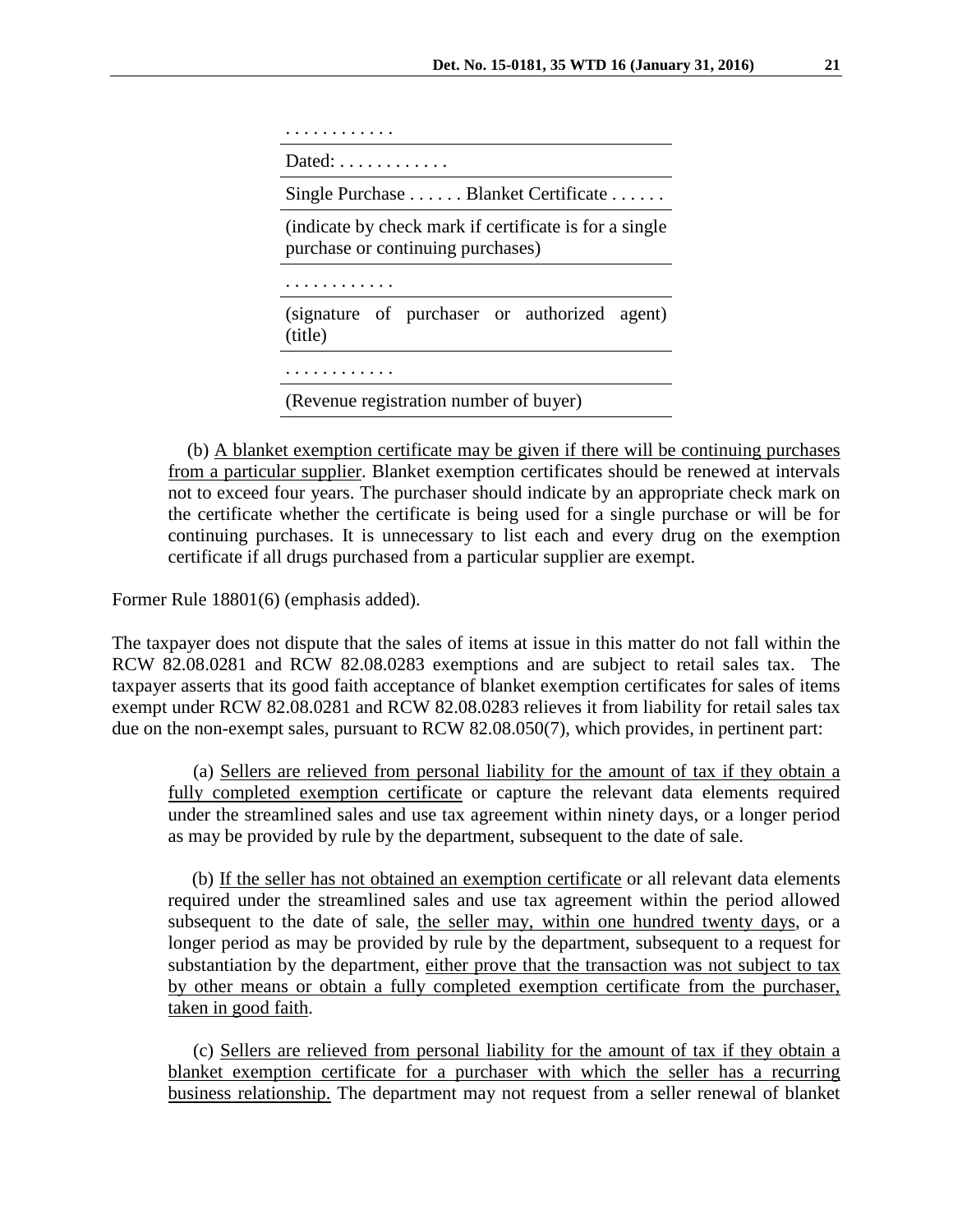. . . . . . . . . . . .

Dated: . . . . . . . . . . . .

Single Purchase . . . . . . Blanket Certificate . . . . . .

(indicate by check mark if certificate is for a single purchase or continuing purchases)

. . . . . . . . . . . .

(signature of purchaser or authorized agent) (title)

. . . . . . . . . . . .

(Revenue registration number of buyer)

> (b) <u>A blanket exemption certificate may be given if there will be continuing purchases from a particular supplier</u>. Blanket exemption certificates should be renewed at intervals not to exceed four years. The purchaser should indicate by an appropriate check mark on the certificate whether the certificate is being used for a single purchase or will be for continuing purchases. It is unnecessary to list each and every drug on the exemption certificate if all drugs purchased from a particular supplier are exempt.

Former Rule 18801(6) (emphasis added).

The taxpayer does not dispute that the sales of items at issue in this matter do not fall within the RCW 82.08.0281 and RCW 82.08.0283 exemptions and are subject to retail sales tax. The taxpayer asserts that its good faith acceptance of blanket exemption certificates for sales of items exempt under RCW 82.08.0281 and RCW 82.08.0283 relieves it from liability for retail sales tax due on the non-exempt sales, pursuant to RCW 82.08.050(7), which provides, in pertinent part:

> (a) <u>Sellers are relieved from personal liability for the amount of tax if they obtain a fully completed exemption certificate</u> or capture the relevant data elements required under the streamlined sales and use tax agreement within ninety days, or a longer period as may be provided by rule by the department, subsequent to the date of sale.
>
> (b) <u>If the seller has not obtained an exemption certificate</u> or all relevant data elements required under the streamlined sales and use tax agreement within the period allowed subsequent to the date of sale, <u>the seller may, within one hundred twenty days</u>, or a longer period as may be provided by rule by the department, subsequent to a request for substantiation by the department, <u>either prove that the transaction was not subject to tax by other means or obtain a fully completed exemption certificate from the purchaser, taken in good faith</u>.
>
> (c) <u>Sellers are relieved from personal liability for the amount of tax if they obtain a blanket exemption certificate for a purchaser with which the seller has a recurring business relationship.</u> The department may not request from a seller renewal of blanket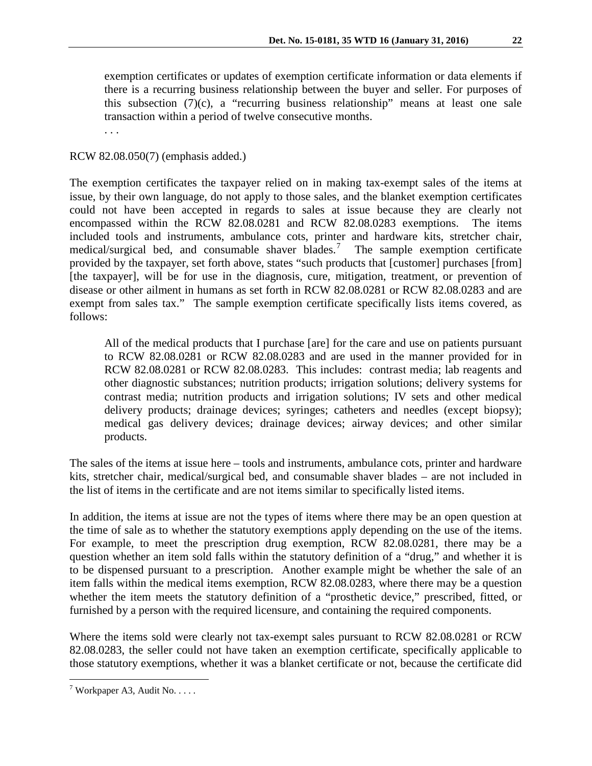> exemption certificates or updates of exemption certificate information or data elements if there is a recurring business relationship between the buyer and seller. For purposes of this subsection (7)(c), a "recurring business relationship" means at least one sale transaction within a period of twelve consecutive months.
>
> . . .

RCW 82.08.050(7) (emphasis added.)

The exemption certificates the taxpayer relied on in making tax-exempt sales of the items at issue, by their own language, do not apply to those sales, and the blanket exemption certificates could not have been accepted in regards to sales at issue because they are clearly not encompassed within the RCW 82.08.0281 and RCW 82.08.0283 exemptions. The items included tools and instruments, ambulance cots, printer and hardware kits, stretcher chair, medical/surgical bed, and consumable shaver blades.[7] The sample exemption certificate provided by the taxpayer, set forth above, states "such products that [customer] purchases [from] [the taxpayer], will be for use in the diagnosis, cure, mitigation, treatment, or prevention of disease or other ailment in humans as set forth in RCW 82.08.0281 or RCW 82.08.0283 and are exempt from sales tax." The sample exemption certificate specifically lists items covered, as follows:

> All of the medical products that I purchase [are] for the care and use on patients pursuant to RCW 82.08.0281 or RCW 82.08.0283 and are used in the manner provided for in RCW 82.08.0281 or RCW 82.08.0283. This includes: contrast media; lab reagents and other diagnostic substances; nutrition products; irrigation solutions; delivery systems for contrast media; nutrition products and irrigation solutions; IV sets and other medical delivery products; drainage devices; syringes; catheters and needles (except biopsy); medical gas delivery devices; drainage devices; airway devices; and other similar products.

The sales of the items at issue here – tools and instruments, ambulance cots, printer and hardware kits, stretcher chair, medical/surgical bed, and consumable shaver blades – are not included in the list of items in the certificate and are not items similar to specifically listed items.

In addition, the items at issue are not the types of items where there may be an open question at the time of sale as to whether the statutory exemptions apply depending on the use of the items. For example, to meet the prescription drug exemption, RCW 82.08.0281, there may be a question whether an item sold falls within the statutory definition of a "drug," and whether it is to be dispensed pursuant to a prescription. Another example might be whether the sale of an item falls within the medical items exemption, RCW 82.08.0283, where there may be a question whether the item meets the statutory definition of a "prosthetic device," prescribed, fitted, or furnished by a person with the required licensure, and containing the required components.

Where the items sold were clearly not tax-exempt sales pursuant to RCW 82.08.0281 or RCW 82.08.0283, the seller could not have taken an exemption certificate, specifically applicable to those statutory exemptions, whether it was a blanket certificate or not, because the certificate did

---

[7] Workpaper A3, Audit No. . . . .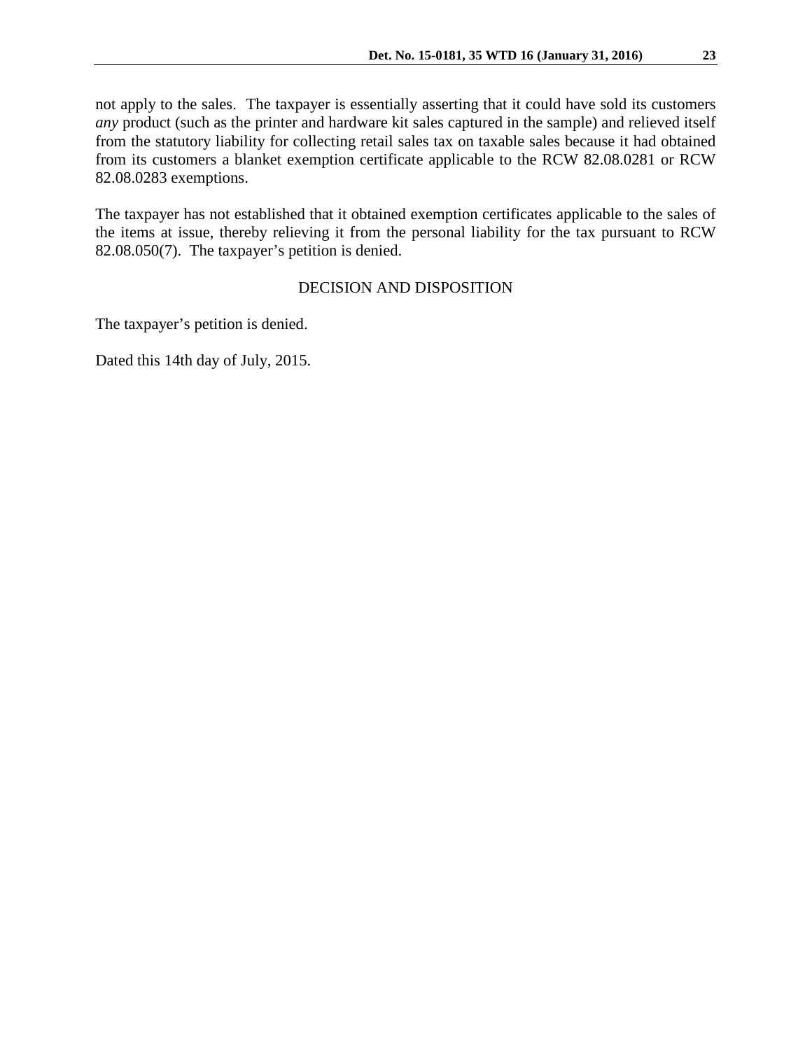not apply to the sales. The taxpayer is essentially asserting that it could have sold its customers *any* product (such as the printer and hardware kit sales captured in the sample) and relieved itself from the statutory liability for collecting retail sales tax on taxable sales because it had obtained from its customers a blanket exemption certificate applicable to the RCW 82.08.0281 or RCW 82.08.0283 exemptions.

The taxpayer has not established that it obtained exemption certificates applicable to the sales of the items at issue, thereby relieving it from the personal liability for the tax pursuant to RCW 82.08.050(7). The taxpayer's petition is denied.

## DECISION AND DISPOSITION

The taxpayer's petition is denied.

Dated this 14th day of July, 2015.